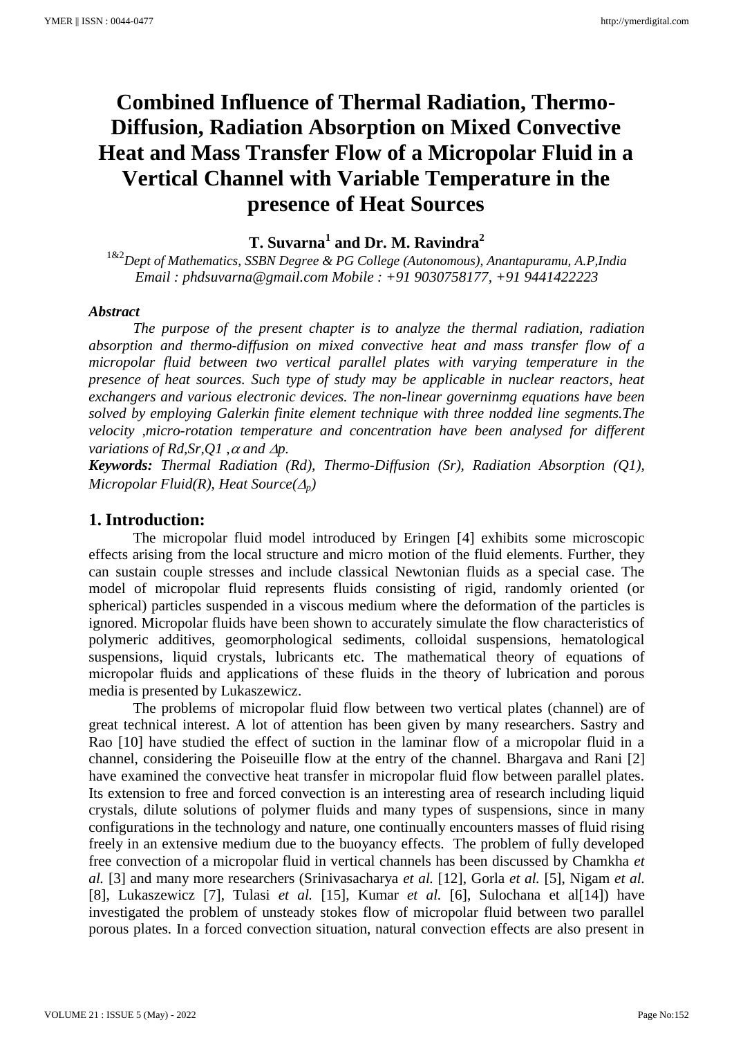# Combined Influence of Thermal Radiation, Thermo-Diffusion, Radiation Absorption on Mixed Convective Heat and Mass Transfer Flow of a Micropolar Fluid in a Vertical Channel with Variable Temperature in the presence of Heat Sources

**T. Suvarna[1] and Dr. M. Ravindra[2]**

[1&2]*Dept of Mathematics, SSBN Degree & PG College (Autonomous), Anantapuramu, A.P,India*
*Email : phdsuvarna@gmail.com Mobile : +91 9030758177, +91 9441422223*

***Abstract***

*The purpose of the present chapter is to analyze the thermal radiation, radiation absorption and thermo-diffusion on mixed convective heat and mass transfer flow of a micropolar fluid between two vertical parallel plates with varying temperature in the presence of heat sources. Such type of study may be applicable in nuclear reactors, heat exchangers and various electronic devices. The non-linear governinmg equations have been solved by employing Galerkin finite element technique with three nodded line segments.The velocity ,micro-rotation temperature and concentration have been analysed for different variations of Rd,Sr,Q1 ,$\alpha$ and $\Delta$p.*

***Keywords:*** *Thermal Radiation (Rd), Thermo-Diffusion (Sr), Radiation Absorption (Q1), Micropolar Fluid(R), Heat Source($\Delta_p$)*

## 1. Introduction:

The micropolar fluid model introduced by Eringen [4] exhibits some microscopic effects arising from the local structure and micro motion of the fluid elements. Further, they can sustain couple stresses and include classical Newtonian fluids as a special case. The model of micropolar fluid represents fluids consisting of rigid, randomly oriented (or spherical) particles suspended in a viscous medium where the deformation of the particles is ignored. Micropolar fluids have been shown to accurately simulate the flow characteristics of polymeric additives, geomorphological sediments, colloidal suspensions, hematological suspensions, liquid crystals, lubricants etc. The mathematical theory of equations of micropolar fluids and applications of these fluids in the theory of lubrication and porous media is presented by Lukaszewicz.

The problems of micropolar fluid flow between two vertical plates (channel) are of great technical interest. A lot of attention has been given by many researchers. Sastry and Rao [10] have studied the effect of suction in the laminar flow of a micropolar fluid in a channel, considering the Poiseuille flow at the entry of the channel. Bhargava and Rani [2] have examined the convective heat transfer in micropolar fluid flow between parallel plates. Its extension to free and forced convection is an interesting area of research including liquid crystals, dilute solutions of polymer fluids and many types of suspensions, since in many configurations in the technology and nature, one continually encounters masses of fluid rising freely in an extensive medium due to the buoyancy effects. The problem of fully developed free convection of a micropolar fluid in vertical channels has been discussed by Chamkha *et al.* [3] and many more researchers (Srinivasacharya *et al.* [12], Gorla *et al.* [5], Nigam *et al.* [8], Lukaszewicz [7], Tulasi *et al.* [15], Kumar *et al.* [6], Sulochana et al[14]) have investigated the problem of unsteady stokes flow of micropolar fluid between two parallel porous plates. In a forced convection situation, natural convection effects are also present in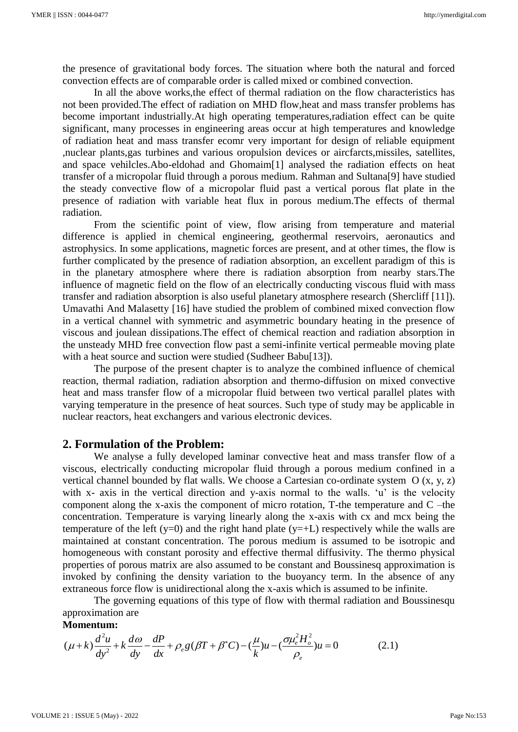the presence of gravitational body forces. The situation where both the natural and forced convection effects are of comparable order is called mixed or combined convection.

In all the above works,the effect of thermal radiation on the flow characteristics has not been provided.The effect of radiation on MHD flow,heat and mass transfer problems has become important industrially.At high operating temperatures,radiation effect can be quite significant, many processes in engineering areas occur at high temperatures and knowledge of radiation heat and mass transfer ecomr very important for design of reliable equipment ,nuclear plants,gas turbines and various oropulsion devices or aircfarcts,missiles, satellites, and space vehilcles.Abo-eldohad and Ghomaim[1] analysed the radiation effects on heat transfer of a micropolar fluid through a porous medium. Rahman and Sultana[9] have studied the steady convective flow of a micropolar fluid past a vertical porous flat plate in the presence of radiation with variable heat flux in porous medium.The effects of thermal radiation.

From the scientific point of view, flow arising from temperature and material difference is applied in chemical engineering, geothermal reservoirs, aeronautics and astrophysics. In some applications, magnetic forces are present, and at other times, the flow is further complicated by the presence of radiation absorption, an excellent paradigm of this is in the planetary atmosphere where there is radiation absorption from nearby stars.The influence of magnetic field on the flow of an electrically conducting viscous fluid with mass transfer and radiation absorption is also useful planetary atmosphere research (Shercliff [11]). Umavathi And Malasetty [16] have studied the problem of combined mixed convection flow in a vertical channel with symmetric and asymmetric boundary heating in the presence of viscous and joulean dissipations.The effect of chemical reaction and radiation absorption in the unsteady MHD free convection flow past a semi-infinite vertical permeable moving plate with a heat source and suction were studied (Sudheer Babu[13]).

The purpose of the present chapter is to analyze the combined influence of chemical reaction, thermal radiation, radiation absorption and thermo-diffusion on mixed convective heat and mass transfer flow of a micropolar fluid between two vertical parallel plates with varying temperature in the presence of heat sources. Such type of study may be applicable in nuclear reactors, heat exchangers and various electronic devices.

## 2. Formulation of the Problem:

We analyse a fully developed laminar convective heat and mass transfer flow of a viscous, electrically conducting micropolar fluid through a porous medium confined in a vertical channel bounded by flat walls. We choose a Cartesian co-ordinate system O (x, y, z) with x- axis in the vertical direction and y-axis normal to the walls. 'u' is the velocity component along the x-axis the component of micro rotation, T-the temperature and C –the concentration. Temperature is varying linearly along the x-axis with cx and mcx being the temperature of the left (y=0) and the right hand plate (y=+L) respectively while the walls are maintained at constant concentration. The porous medium is assumed to be isotropic and homogeneous with constant porosity and effective thermal diffusivity. The thermo physical properties of porous matrix are also assumed to be constant and Boussinesq approximation is invoked by confining the density variation to the buoyancy term. In the absence of any extraneous force flow is unidirectional along the x-axis which is assumed to be infinite.

The governing equations of this type of flow with thermal radiation and Boussinesqu approximation are

**Momentum:**

$$(\mu+k)\frac{d^2u}{dy^2}+k\frac{d\omega}{dy}-\frac{dP}{dx}+\rho_e g(\beta T+\beta^* C)-(\frac{\mu}{k})u-(\frac{\sigma\mu_e^2 H_o^2}{\rho_e})u=0 \tag{2.1}$$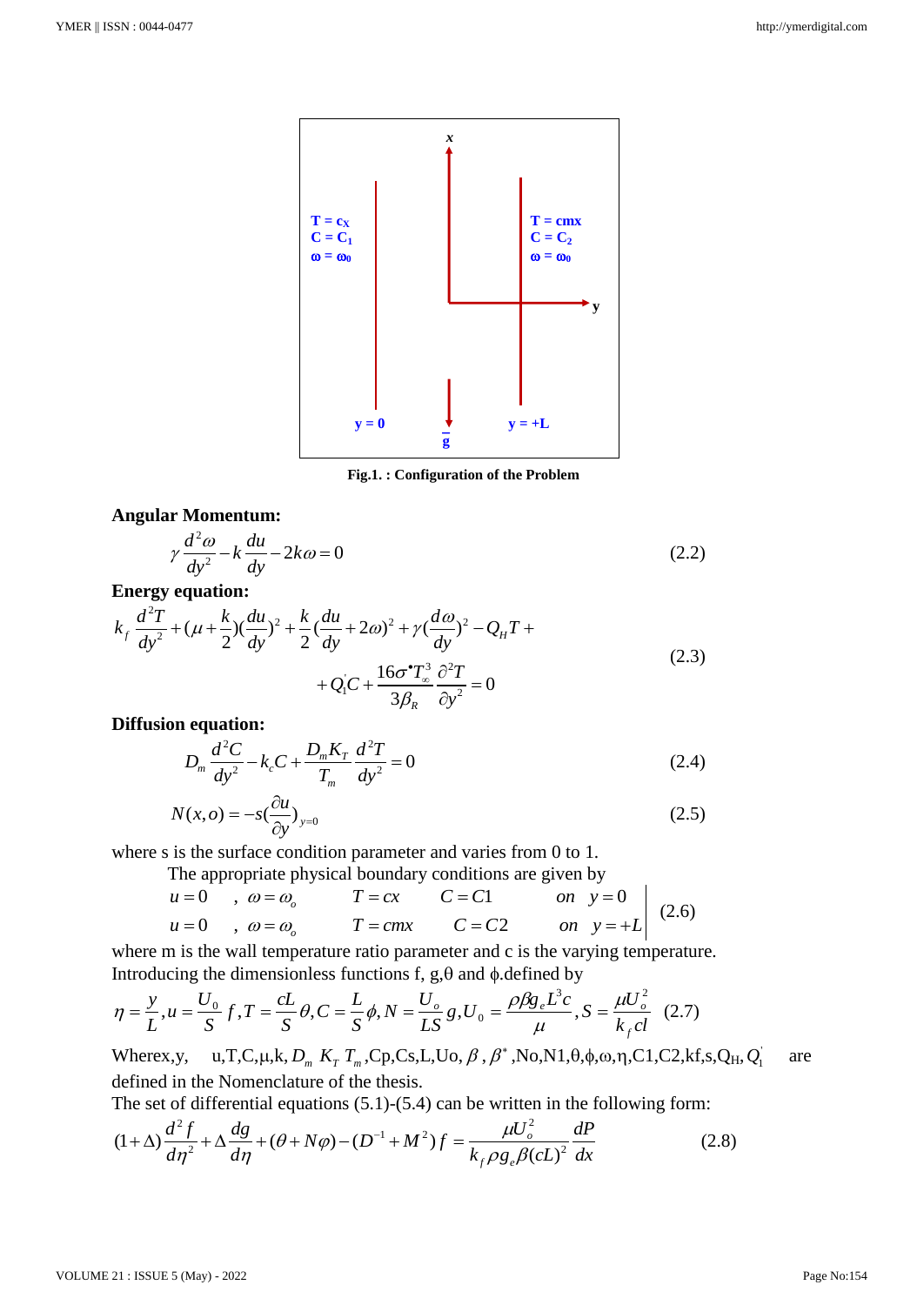Fig.1. : Configuration of the Problem

**Angular Momentum:**

$$\gamma \frac{d^2\omega}{dy^2} - k\frac{du}{dy} - 2k\omega = 0 \tag{2.2}$$

**Energy equation:**

$$k_f \frac{d^2T}{dy^2} + (\mu + \frac{k}{2})(\frac{du}{dy})^2 + \frac{k}{2}(\frac{du}{dy} + 2\omega)^2 + \gamma(\frac{d\omega}{dy})^2 - Q_H T + + Q_1^{'} C + \frac{16\sigma^{\bullet} T_\infty^3}{3\beta_R}\frac{\partial^2 T}{\partial y^2} = 0 \tag{2.3}$$

**Diffusion equation:**

$$D_m \frac{d^2C}{dy^2} - k_c C + \frac{D_m K_T}{T_m}\frac{d^2T}{dy^2} = 0 \tag{2.4}$$

$$N(x,o) = -s(\frac{\partial u}{\partial y})_{y=0} \tag{2.5}$$

where s is the surface condition parameter and varies from 0 to 1.

The appropriate physical boundary conditions are given by

$$\begin{array}{llllll} u = 0 & , \ \omega = \omega_o & T = cx & C = C1 & on & y = 0 \\ u = 0 & , \ \omega = \omega_o & T = cmx & C = C2 & on & y = +L \end{array} \tag{2.6}$$

where m is the wall temperature ratio parameter and c is the varying temperature.

Introducing the dimensionless functions f, g,θ and ϕ.defined by

$$\eta = \frac{y}{L}, u = \frac{U_0}{S} f, T = \frac{cL}{S}\theta, C = \frac{L}{S}\phi, N = \frac{U_o}{LS} g, U_0 = \frac{\rho\beta g_e L^3 c}{\mu}, S = \frac{\mu U_o^2}{k_f cl} \tag{2.7}$$

Wherex,y, u,T,C,μ,k, $D_m$ $K_T$ $T_m$,Cp,Cs,L,Uo, $\beta$, $\beta^*$,No,N1,θ,ϕ,ω,η,C1,C2,kf,s,$Q_H$, $Q_1^{'}$ are defined in the Nomenclature of the thesis.

The set of differential equations (5.1)-(5.4) can be written in the following form:

$$(1+\Delta)\frac{d^2 f}{d\eta^2} + \Delta\frac{dg}{d\eta} + (\theta + N\varphi) - (D^{-1} + M^2) f = \frac{\mu U_o^2}{k_f \rho g_e \beta (cL)^2}\frac{dP}{dx} \tag{2.8}$$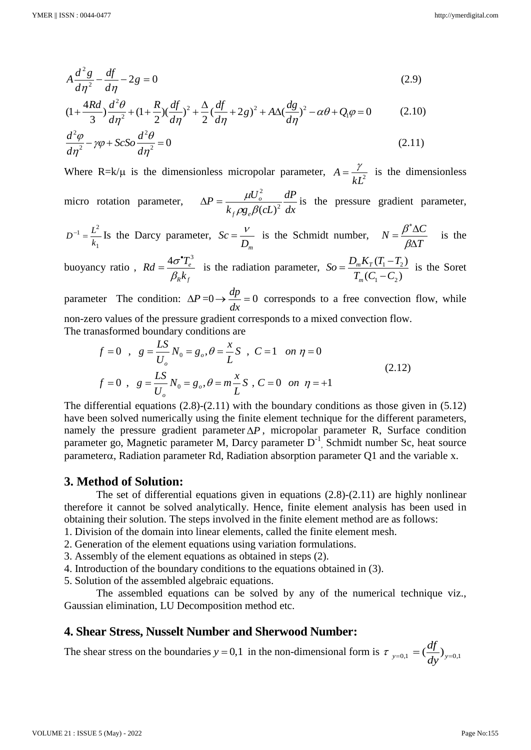$$A\frac{d^2g}{d\eta^2}-\frac{df}{d\eta}-2g=0 \tag{2.9}$$

$$(1+\frac{4Rd}{3})\frac{d^2\theta}{d\eta^2}+(1+\frac{R}{2})(\frac{df}{d\eta})^2+\frac{\Delta}{2}(\frac{df}{d\eta}+2g)^2+A\Delta(\frac{dg}{d\eta})^2-\alpha\theta+Q_1\varphi=0 \tag{2.10}$$

$$\frac{d^2\varphi}{d\eta^2}-\gamma\varphi+ScSo\frac{d^2\theta}{d\eta^2}=0 \tag{2.11}$$

Where R=k/μ is the dimensionless micropolar parameter, $A=\frac{\gamma}{kL^2}$ is the dimensionless micro rotation parameter, $\Delta P=\frac{\mu U_o^2}{k_f \rho g_e \beta (cL)^2}\frac{dP}{dx}$ is the pressure gradient parameter, $D^{-1}=\frac{L^2}{k_1}$ Is the Darcy parameter, $Sc=\frac{\nu}{D_m}$ is the Schmidt number, $N=\frac{\beta^*\Delta C}{\beta\Delta T}$ is the buoyancy ratio , $Rd=\frac{4\sigma^\bullet T_e^3}{\beta_R k_f}$ is the radiation parameter, $So=\frac{D_m K_T(T_1-T_2)}{T_m(C_1-C_2)}$ is the Soret parameter The condition: $\Delta P=0\rightarrow\frac{dp}{dx}=0$ corresponds to a free convection flow, while non-zero values of the pressure gradient corresponds to a mixed convection flow.
The transasformed boundary conditions are

$$\begin{aligned} &f=0\ ,\ g=\frac{LS}{U_o}N_0=g_o, \theta=\frac{x}{L}S\ ,\ C=1\quad on\ \eta=0 \\ &f=0\ ,\ g=\frac{LS}{U_o}N_0=g_o, \theta=m\frac{x}{L}S\ ,\ C=0\quad on\ \eta=+1 \end{aligned} \tag{2.12}$$

The differential equations (2.8)-(2.11) with the boundary conditions as those given in (5.12) have been solved numerically using the finite element technique for the different parameters, namely the pressure gradient parameter $\Delta P$, micropolar parameter R, Surface condition parameter go, Magnetic parameter M, Darcy parameter $D^{-1}$, Schmidt number Sc, heat source parameter $\alpha$, Radiation parameter Rd, Radiation absorption parameter Q1 and the variable x.

## 3. Method of Solution:

The set of differential equations given in equations (2.8)-(2.11) are highly nonlinear therefore it cannot be solved analytically. Hence, finite element analysis has been used in obtaining their solution. The steps involved in the finite element method are as follows:

1. Division of the domain into linear elements, called the finite element mesh.
2. Generation of the element equations using variation formulations.
3. Assembly of the element equations as obtained in steps (2).
4. Introduction of the boundary conditions to the equations obtained in (3).
5. Solution of the assembled algebraic equations.

The assembled equations can be solved by any of the numerical technique viz., Gaussian elimination, LU Decomposition method etc.

## 4. Shear Stress, Nusselt Number and Sherwood Number:

The shear stress on the boundaries $y=0,1$ in the non-dimensional form is $\tau_{\,y=0,1}=(\frac{df}{dy})_{y=0,1}$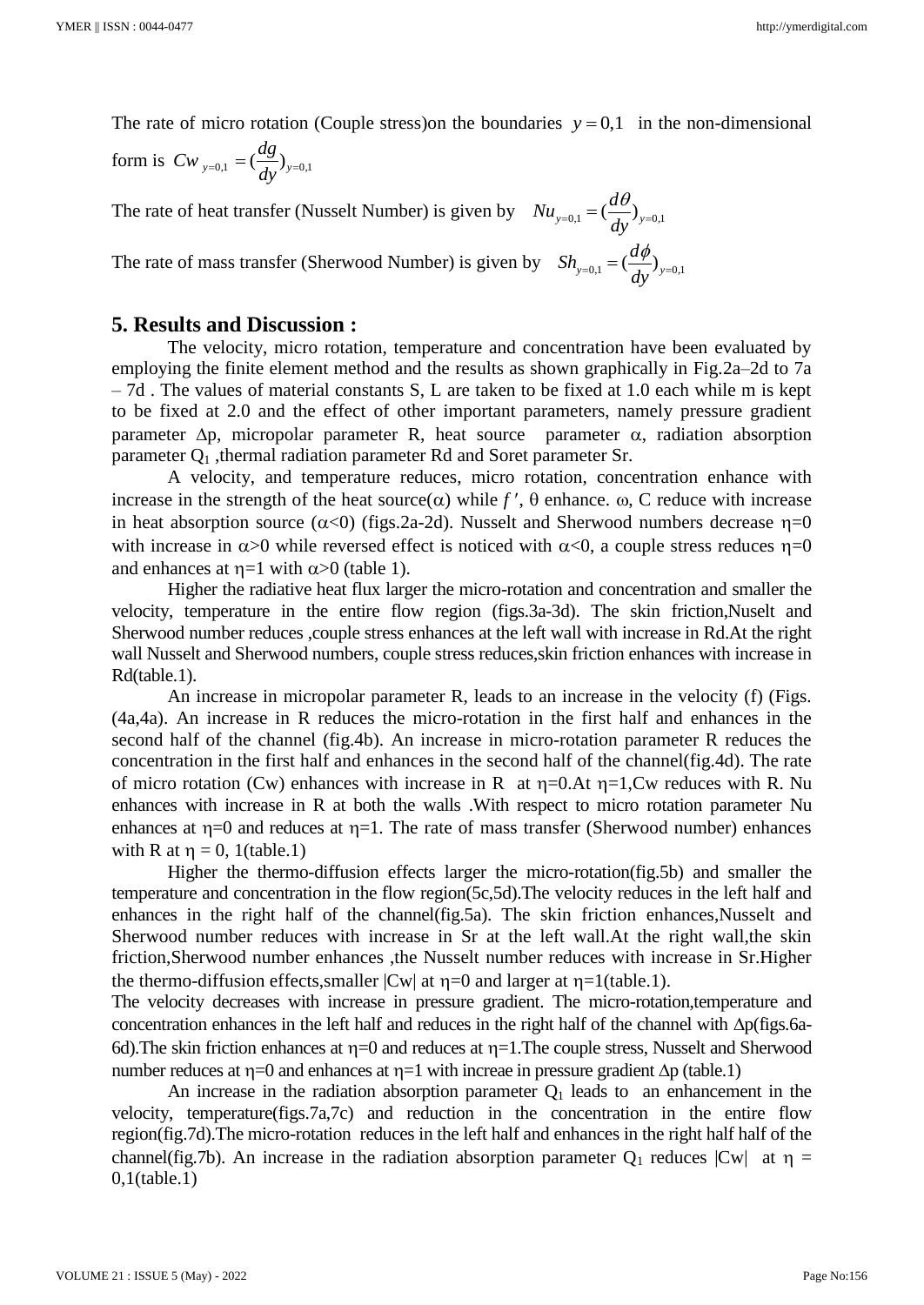The rate of micro rotation (Couple stress)on the boundaries $y = 0,1$ in the non-dimensional form is $Cw_{y=0,1} = (\frac{dg}{dy})_{y=0,1}$

The rate of heat transfer (Nusselt Number) is given by $Nu_{y=0,1} = (\frac{d\theta}{dy})_{y=0,1}$

The rate of mass transfer (Sherwood Number) is given by $Sh_{y=0,1} = (\frac{d\phi}{dy})_{y=0,1}$

## 5. Results and Discussion :

The velocity, micro rotation, temperature and concentration have been evaluated by employing the finite element method and the results as shown graphically in Fig.2a–2d to 7a – 7d . The values of material constants S, L are taken to be fixed at 1.0 each while m is kept to be fixed at 2.0 and the effect of other important parameters, namely pressure gradient parameter $\Delta p$, micropolar parameter R, heat source parameter $\alpha$, radiation absorption parameter $Q_1$ ,thermal radiation parameter Rd and Soret parameter Sr.

A velocity, and temperature reduces, micro rotation, concentration enhance with increase in the strength of the heat source($\alpha$) while $f'$, $\theta$ enhance. $\omega$, C reduce with increase in heat absorption source ($\alpha<0$) (figs.2a-2d). Nusselt and Sherwood numbers decrease $\eta=0$ with increase in $\alpha>0$ while reversed effect is noticed with $\alpha<0$, a couple stress reduces $\eta=0$ and enhances at $\eta=1$ with $\alpha>0$ (table 1).

Higher the radiative heat flux larger the micro-rotation and concentration and smaller the velocity, temperature in the entire flow region (figs.3a-3d). The skin friction,Nuselt and Sherwood number reduces ,couple stress enhances at the left wall with increase in Rd.At the right wall Nusselt and Sherwood numbers, couple stress reduces,skin friction enhances with increase in Rd(table.1).

An increase in micropolar parameter R, leads to an increase in the velocity (f) (Figs. (4a,4a). An increase in R reduces the micro-rotation in the first half and enhances in the second half of the channel (fig.4b). An increase in micro-rotation parameter R reduces the concentration in the first half and enhances in the second half of the channel(fig.4d). The rate of micro rotation (Cw) enhances with increase in R at $\eta=0$.At $\eta=1$,Cw reduces with R. Nu enhances with increase in R at both the walls .With respect to micro rotation parameter Nu enhances at $\eta=0$ and reduces at $\eta=1$. The rate of mass transfer (Sherwood number) enhances with R at $\eta = 0$, 1(table.1)

Higher the thermo-diffusion effects larger the micro-rotation(fig.5b) and smaller the temperature and concentration in the flow region(5c,5d).The velocity reduces in the left half and enhances in the right half of the channel(fig.5a). The skin friction enhances,Nusselt and Sherwood number reduces with increase in Sr at the left wall.At the right wall,the skin friction,Sherwood number enhances ,the Nusselt number reduces with increase in Sr.Higher the thermo-diffusion effects,smaller |Cw| at $\eta=0$ and larger at $\eta=1$(table.1).

The velocity decreases with increase in pressure gradient. The micro-rotation,temperature and concentration enhances in the left half and reduces in the right half of the channel with $\Delta p$(figs.6a-6d).The skin friction enhances at $\eta=0$ and reduces at $\eta=1$.The couple stress, Nusselt and Sherwood number reduces at $\eta=0$ and enhances at $\eta=1$ with increae in pressure gradient $\Delta p$ (table.1)

An increase in the radiation absorption parameter $Q_1$ leads to an enhancement in the velocity, temperature(figs.7a,7c) and reduction in the concentration in the entire flow region(fig.7d).The micro-rotation reduces in the left half and enhances in the right half half of the channel(fig.7b). An increase in the radiation absorption parameter $Q_1$ reduces |Cw| at $\eta = 0,1$(table.1)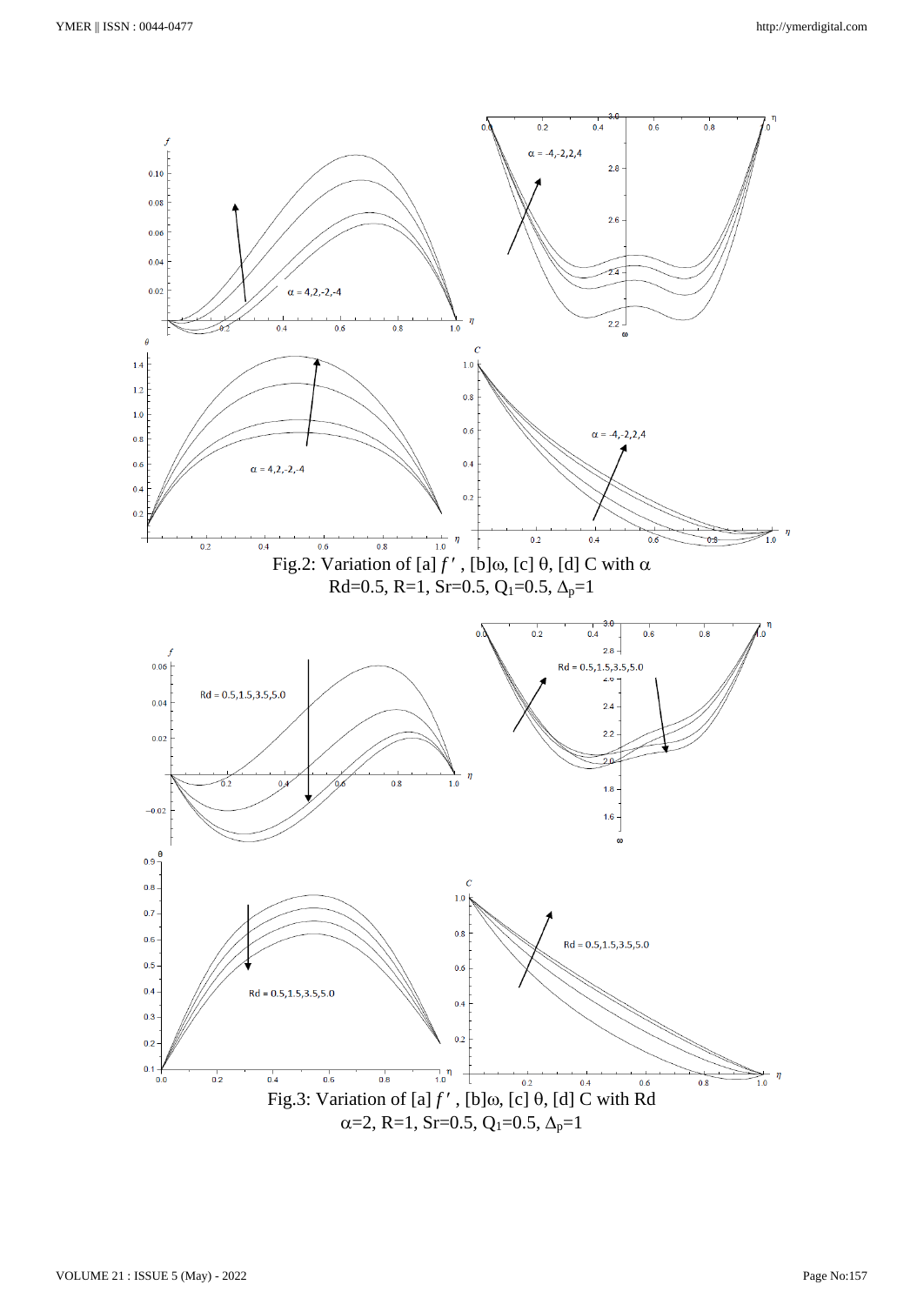Fig.2: Variation of [a] $f'$, [b]$\omega$, [c] $\theta$, [d] C with $\alpha$

Rd=0.5, R=1, Sr=0.5, $Q_1$=0.5, $\Delta_p$=1

Fig.3: Variation of [a] $f'$, [b]$\omega$, [c] $\theta$, [d] C with Rd

$\alpha$=2, R=1, Sr=0.5, $Q_1$=0.5, $\Delta_p$=1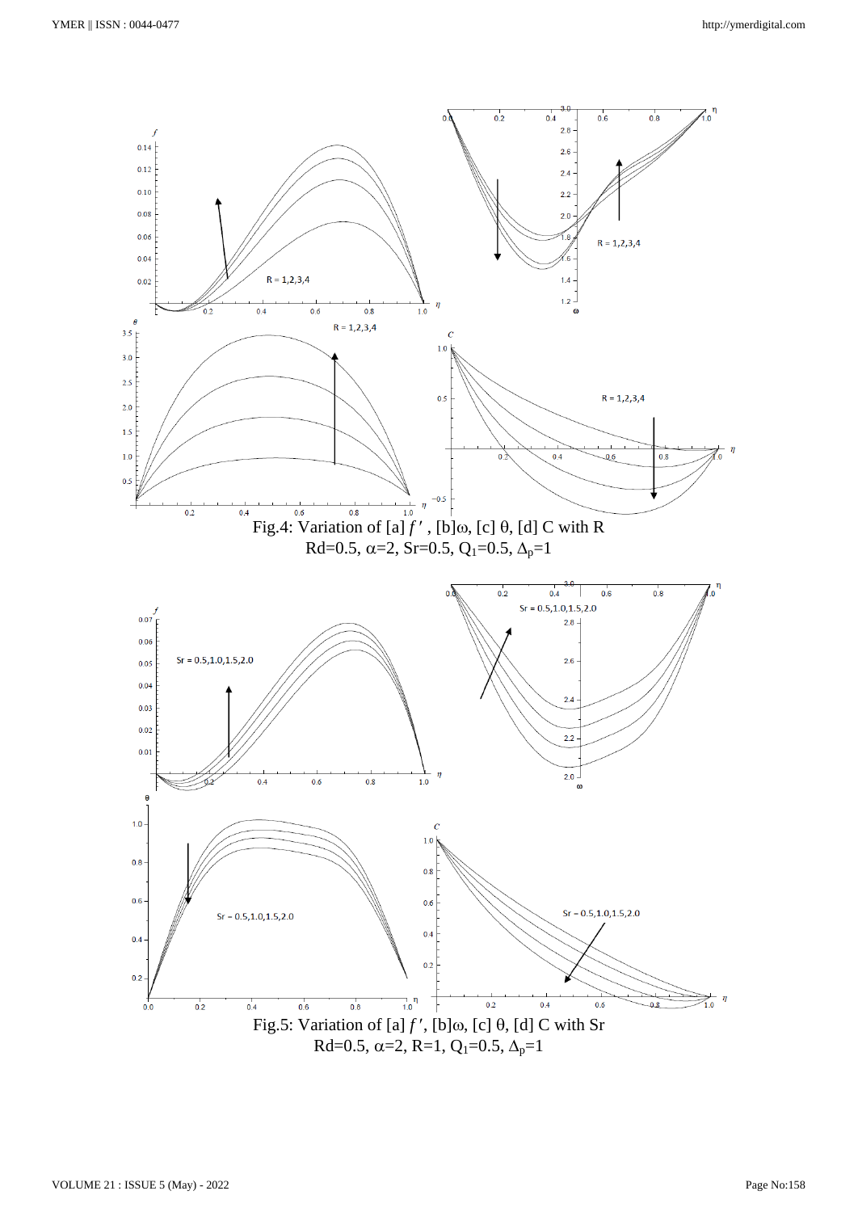Fig.4: Variation of [a] $f'$, [b]$\omega$, [c] $\theta$, [d] C with R

Rd=0.5, $\alpha$=2, Sr=0.5, $Q_1$=0.5, $\Delta_p$=1

Fig.5: Variation of [a] $f'$, [b]$\omega$, [c] $\theta$, [d] C with Sr

Rd=0.5, $\alpha$=2, R=1, $Q_1$=0.5, $\Delta_p$=1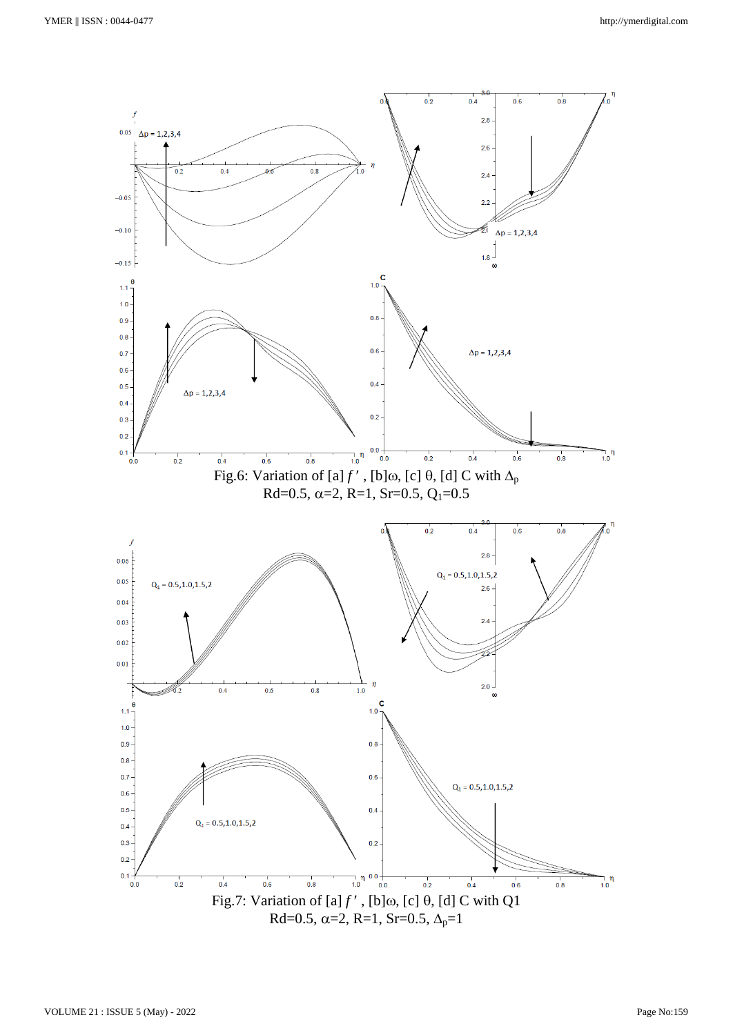Fig.6: Variation of [a] $f'$, [b]$\omega$, [c] $\theta$, [d] C with $\Delta_p$
Rd=0.5, $\alpha$=2, R=1, Sr=0.5, $Q_1$=0.5

Fig.7: Variation of [a] $f'$, [b]$\omega$, [c] $\theta$, [d] C with Q1
Rd=0.5, $\alpha$=2, R=1, Sr=0.5, $\Delta_p$=1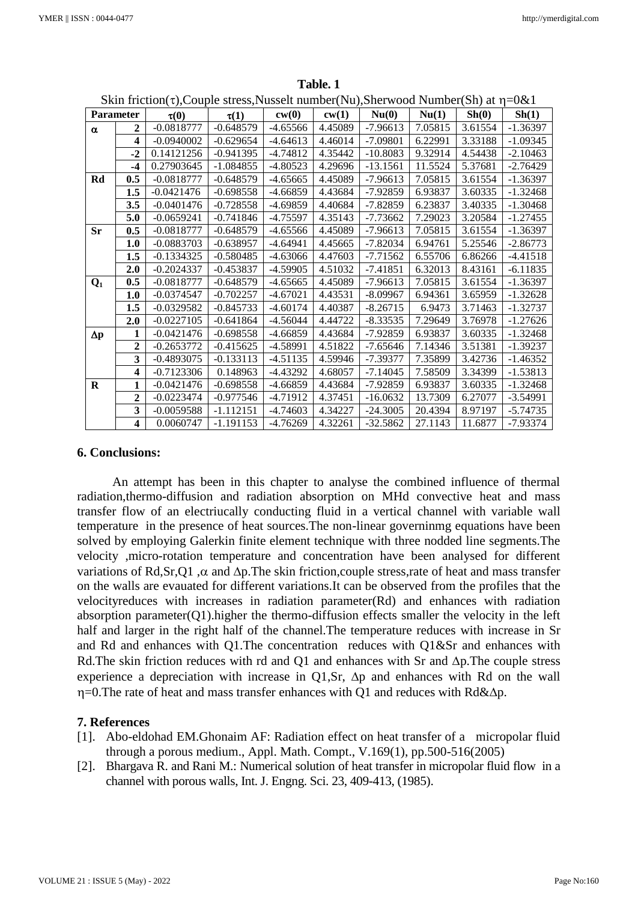**Table. 1**

Skin friction($\tau$),Couple stress,Nusselt number(Nu),Sherwood Number(Sh) at $\eta$=0&1

| Parameter | | $\tau(0)$ | $\tau(1)$ | cw(0) | cw(1) | Nu(0) | Nu(1) | Sh(0) | Sh(1) |
|---|---|---|---|---|---|---|---|---|---|
| $\alpha$ | 2 | -0.0818777 | -0.648579 | -4.65566 | 4.45089 | -7.96613 | 7.05815 | 3.61554 | -1.36397 |
| | 4 | -0.0940002 | -0.629654 | -4.64613 | 4.46014 | -7.09801 | 6.22991 | 3.33188 | -1.09345 |
| | -2 | 0.14121256 | -0.941395 | -4.74812 | 4.35442 | -10.8083 | 9.32914 | 4.54438 | -2.10463 |
| | -4 | 0.27903645 | -1.084855 | -4.80523 | 4.29696 | -13.1561 | 11.5524 | 5.37681 | -2.76429 |
| Rd | 0.5 | -0.0818777 | -0.648579 | -4.65665 | 4.45089 | -7.96613 | 7.05815 | 3.61554 | -1.36397 |
| | 1.5 | -0.0421476 | -0.698558 | -4.66859 | 4.43684 | -7.92859 | 6.93837 | 3.60335 | -1.32468 |
| | 3.5 | -0.0401476 | -0.728558 | -4.69859 | 4.40684 | -7.82859 | 6.23837 | 3.40335 | -1.30468 |
| | 5.0 | -0.0659241 | -0.741846 | -4.75597 | 4.35143 | -7.73662 | 7.29023 | 3.20584 | -1.27455 |
| Sr | 0.5 | -0.0818777 | -0.648579 | -4.65566 | 4.45089 | -7.96613 | 7.05815 | 3.61554 | -1.36397 |
| | 1.0 | -0.0883703 | -0.638957 | -4.64941 | 4.45665 | -7.82034 | 6.94761 | 5.25546 | -2.86773 |
| | 1.5 | -0.1334325 | -0.580485 | -4.63066 | 4.47603 | -7.71562 | 6.55706 | 6.86266 | -4.41518 |
| | 2.0 | -0.2024337 | -0.453837 | -4.59905 | 4.51032 | -7.41851 | 6.32013 | 8.43161 | -6.11835 |
| $Q_1$ | 0.5 | -0.0818777 | -0.648579 | -4.65665 | 4.45089 | -7.96613 | 7.05815 | 3.61554 | -1.36397 |
| | 1.0 | -0.0374547 | -0.702257 | -4.67021 | 4.43531 | -8.09967 | 6.94361 | 3.65959 | -1.32628 |
| | 1.5 | -0.0329582 | -0.845733 | -4.60174 | 4.40387 | -8.26715 | 6.9473 | 3.71463 | -1.32737 |
| | 2.0 | -0.0227105 | -0.641864 | -4.56044 | 4.44722 | -8.33535 | 7.29649 | 3.76978 | -1.27626 |
| $\Delta$p | 1 | -0.0421476 | -0.698558 | -4.66859 | 4.43684 | -7.92859 | 6.93837 | 3.60335 | -1.32468 |
| | 2 | -0.2653772 | -0.415625 | -4.58991 | 4.51822 | -7.65646 | 7.14346 | 3.51381 | -1.39237 |
| | 3 | -0.4893075 | -0.133113 | -4.51135 | 4.59946 | -7.39377 | 7.35899 | 3.42736 | -1.46352 |
| | 4 | -0.7123306 | 0.148963 | -4.43292 | 4.68057 | -7.14045 | 7.58509 | 3.34399 | -1.53813 |
| R | 1 | -0.0421476 | -0.698558 | -4.66859 | 4.43684 | -7.92859 | 6.93837 | 3.60335 | -1.32468 |
| | 2 | -0.0223474 | -0.977546 | -4.71912 | 4.37451 | -16.0632 | 13.7309 | 6.27077 | -3.54991 |
| | 3 | -0.0059588 | -1.112151 | -4.74603 | 4.34227 | -24.3005 | 20.4394 | 8.97197 | -5.74735 |
| | 4 | 0.0060747 | -1.191153 | -4.76269 | 4.32261 | -32.5862 | 27.1143 | 11.6877 | -7.93374 |

## 6. Conclusions:

An attempt has been in this chapter to analyse the combined influence of thermal radiation,thermo-diffusion and radiation absorption on MHd convective heat and mass transfer flow of an electriucally conducting fluid in a vertical channel with variable wall temperature in the presence of heat sources.The non-linear governinmg equations have been solved by employing Galerkin finite element technique with three nodded line segments.The velocity ,micro-rotation temperature and concentration have been analysed for different variations of Rd,Sr,Q1 ,$\alpha$ and $\Delta$p.The skin friction,couple stress,rate of heat and mass transfer on the walls are evauated for different variations.It can be observed from the profiles that the velocityreduces with increases in radiation parameter(Rd) and enhances with radiation absorption parameter(Q1).higher the thermo-diffusion effects smaller the velocity in the left half and larger in the right half of the channel.The temperature reduces with increase in Sr and Rd and enhances with Q1.The concentration reduces with Q1&Sr and enhances with Rd.The skin friction reduces with rd and Q1 and enhances with Sr and $\Delta$p.The couple stress experience a depreciation with increase in Q1,Sr, $\Delta$p and enhances with Rd on the wall $\eta$=0.The rate of heat and mass transfer enhances with Q1 and reduces with Rd&$\Delta$p.

## 7. References

[1]. Abo-eldohad EM.Ghonaim AF: Radiation effect on heat transfer of a micropolar fluid through a porous medium., Appl. Math. Compt., V.169(1), pp.500-516(2005)

[2]. Bhargava R. and Rani M.: Numerical solution of heat transfer in micropolar fluid flow in a channel with porous walls, Int. J. Engng. Sci. 23, 409-413, (1985).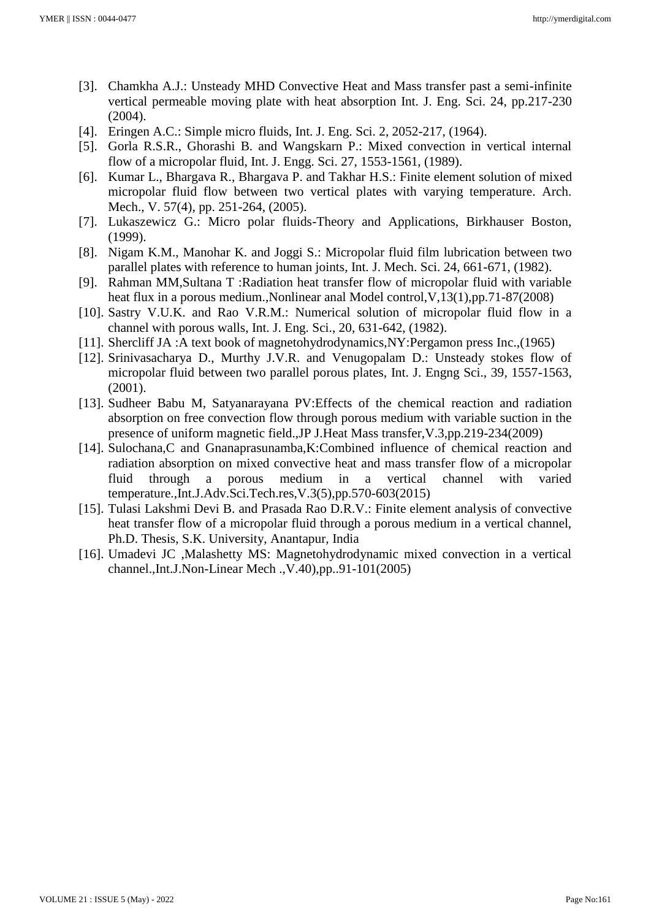[3]. Chamkha A.J.: Unsteady MHD Convective Heat and Mass transfer past a semi-infinite vertical permeable moving plate with heat absorption Int. J. Eng. Sci. 24, pp.217-230 (2004).

[4]. Eringen A.C.: Simple micro fluids, Int. J. Eng. Sci. 2, 2052-217, (1964).

[5]. Gorla R.S.R., Ghorashi B. and Wangskarn P.: Mixed convection in vertical internal flow of a micropolar fluid, Int. J. Engg. Sci. 27, 1553-1561, (1989).

[6]. Kumar L., Bhargava R., Bhargava P. and Takhar H.S.: Finite element solution of mixed micropolar fluid flow between two vertical plates with varying temperature. Arch. Mech., V. 57(4), pp. 251-264, (2005).

[7]. Lukaszewicz G.: Micro polar fluids-Theory and Applications, Birkhauser Boston, (1999).

[8]. Nigam K.M., Manohar K. and Joggi S.: Micropolar fluid film lubrication between two parallel plates with reference to human joints, Int. J. Mech. Sci. 24, 661-671, (1982).

[9]. Rahman MM,Sultana T :Radiation heat transfer flow of micropolar fluid with variable heat flux in a porous medium.,Nonlinear anal Model control,V,13(1),pp.71-87(2008)

[10]. Sastry V.U.K. and Rao V.R.M.: Numerical solution of micropolar fluid flow in a channel with porous walls, Int. J. Eng. Sci., 20, 631-642, (1982).

[11]. Shercliff JA :A text book of magnetohydrodynamics,NY:Pergamon press Inc.,(1965)

[12]. Srinivasacharya D., Murthy J.V.R. and Venugopalam D.: Unsteady stokes flow of micropolar fluid between two parallel porous plates, Int. J. Engng Sci., 39, 1557-1563, (2001).

[13]. Sudheer Babu M, Satyanarayana PV:Effects of the chemical reaction and radiation absorption on free convection flow through porous medium with variable suction in the presence of uniform magnetic field.,JP J.Heat Mass transfer,V.3,pp.219-234(2009)

[14]. Sulochana,C and Gnanaprasunamba,K:Combined influence of chemical reaction and radiation absorption on mixed convective heat and mass transfer flow of a micropolar fluid through a porous medium in a vertical channel with varied temperature.,Int.J.Adv.Sci.Tech.res,V.3(5),pp.570-603(2015)

[15]. Tulasi Lakshmi Devi B. and Prasada Rao D.R.V.: Finite element analysis of convective heat transfer flow of a micropolar fluid through a porous medium in a vertical channel, Ph.D. Thesis, S.K. University, Anantapur, India

[16]. Umadevi JC ,Malashetty MS: Magnetohydrodynamic mixed convection in a vertical channel.,Int.J.Non-Linear Mech .,V.40),pp..91-101(2005)